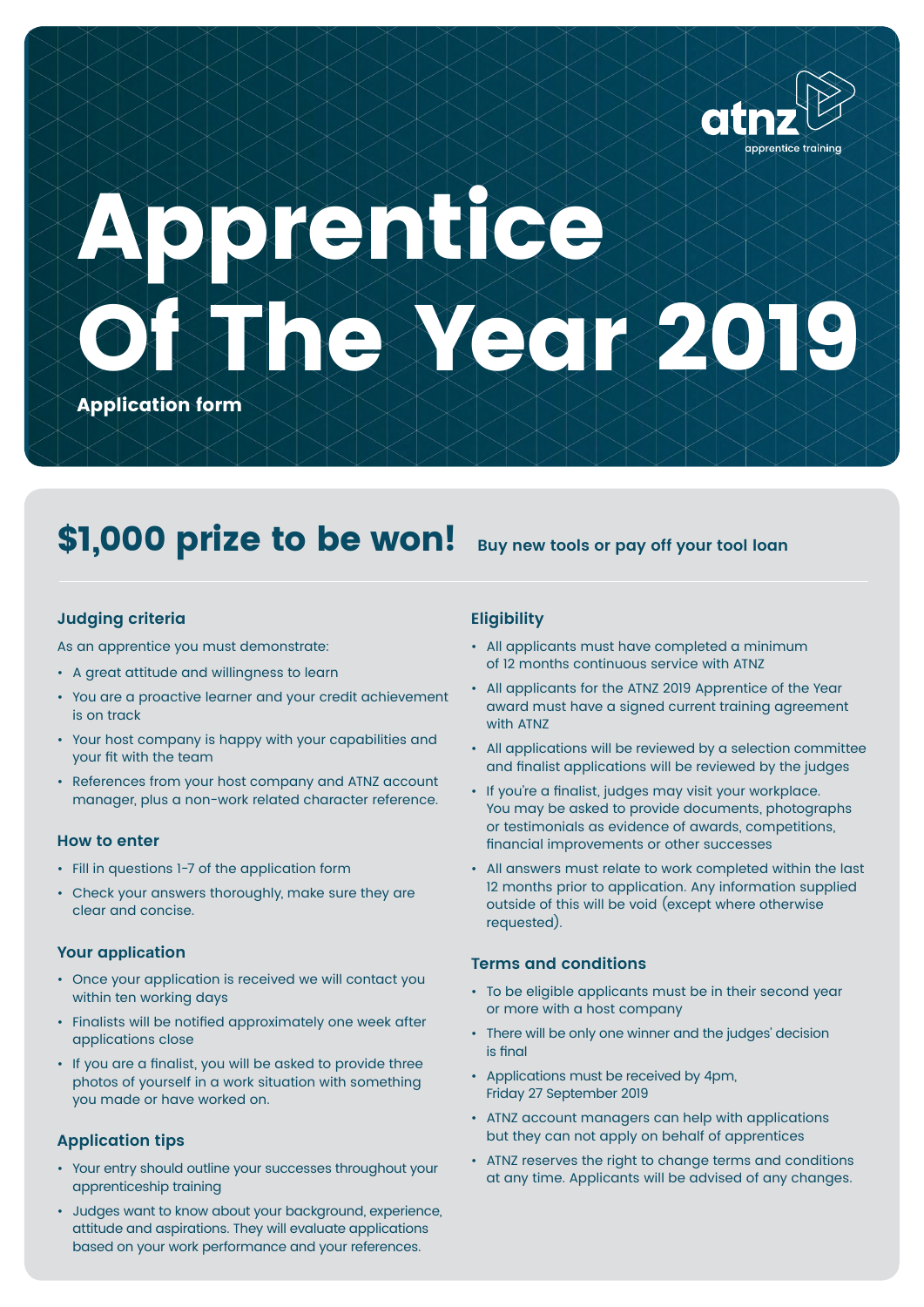atnz apprentice training

# Apprentice Of The Year 2019

**Application form**

## $1,000 prize to be won!

**Buy new tools or pay off your tool loan**

### Judging criteria

As an apprentice you must demonstrate:

- A great attitude and willingness to learn
- You are a proactive learner and your credit achievement is on track
- Your host company is happy with your capabilities and your fit with the team
- References from your host company and ATNZ account manager, plus a non-work related character reference.

### How to enter

- Fill in questions 1–7 of the application form
- Check your answers thoroughly, make sure they are clear and concise.

### Your application

- Once your application is received we will contact you within ten working days
- Finalists will be notified approximately one week after applications close
- If you are a finalist, you will be asked to provide three photos of yourself in a work situation with something you made or have worked on.

### Application tips

- Your entry should outline your successes throughout your apprenticeship training
- Judges want to know about your background, experience, attitude and aspirations. They will evaluate applications based on your work performance and your references.

### Eligibility

- All applicants must have completed a minimum of 12 months continuous service with ATNZ
- All applicants for the ATNZ 2019 Apprentice of the Year award must have a signed current training agreement with ATNZ
- All applications will be reviewed by a selection committee and finalist applications will be reviewed by the judges
- If you're a finalist, judges may visit your workplace. You may be asked to provide documents, photographs or testimonials as evidence of awards, competitions, financial improvements or other successes
- All answers must relate to work completed within the last 12 months prior to application. Any information supplied outside of this will be void (except where otherwise requested).

### Terms and conditions

- To be eligible applicants must be in their second year or more with a host company
- There will be only one winner and the judges' decision is final
- Applications must be received by 4pm, Friday 27 September 2019
- ATNZ account managers can help with applications but they can not apply on behalf of apprentices
- ATNZ reserves the right to change terms and conditions at any time. Applicants will be advised of any changes.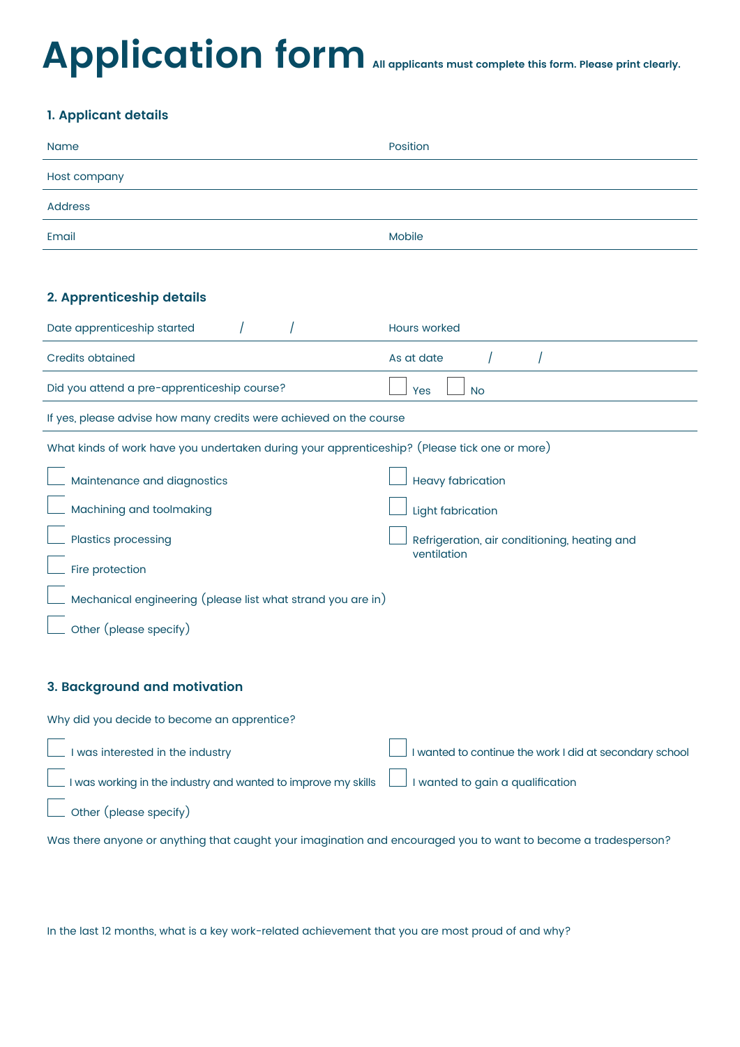# Application form

**All applicants must complete this form. Please print clearly.**

## 1. Applicant details

| | |
|---|---|
| Name | Position |
| Host company | |
| Address | |
| Email | Mobile |

## 2. Apprenticeship details

| | |
|---|---|
| Date apprenticeship started / / | Hours worked |
| Credits obtained | As at date / / |
| Did you attend a pre-apprenticeship course? | ☐ Yes ☐ No |
| If yes, please advise how many credits were achieved on the course | |

What kinds of work have you undertaken during your apprenticeship? (Please tick one or more)

- ☐ Maintenance and diagnostics
- ☐ Machining and toolmaking
- ☐ Plastics processing
- ☐ Fire protection
- ☐ Mechanical engineering (please list what strand you are in)
- ☐ Other (please specify)
- ☐ Heavy fabrication
- ☐ Light fabrication
- ☐ Refrigeration, air conditioning, heating and ventilation

## 3. Background and motivation

Why did you decide to become an apprentice?

- ☐ I was interested in the industry
- ☐ I was working in the industry and wanted to improve my skills
- ☐ Other (please specify)
- ☐ I wanted to continue the work I did at secondary school
- ☐ I wanted to gain a qualification

Was there anyone or anything that caught your imagination and encouraged you to want to become a tradesperson?

In the last 12 months, what is a key work-related achievement that you are most proud of and why?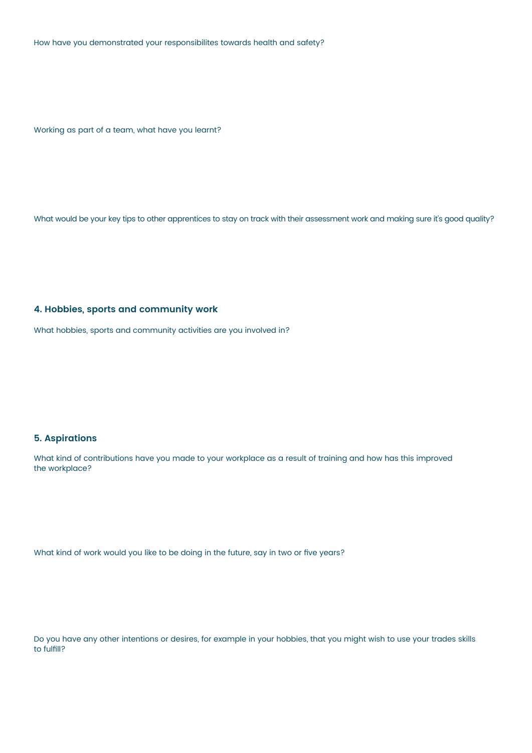How have you demonstrated your responsibilites towards health and safety?

Working as part of a team, what have you learnt?

What would be your key tips to other apprentices to stay on track with their assessment work and making sure it's good quality?

## 4. Hobbies, sports and community work

What hobbies, sports and community activities are you involved in?

## 5. Aspirations

What kind of contributions have you made to your workplace as a result of training and how has this improved the workplace?

What kind of work would you like to be doing in the future, say in two or five years?

Do you have any other intentions or desires, for example in your hobbies, that you might wish to use your trades skills to fulfill?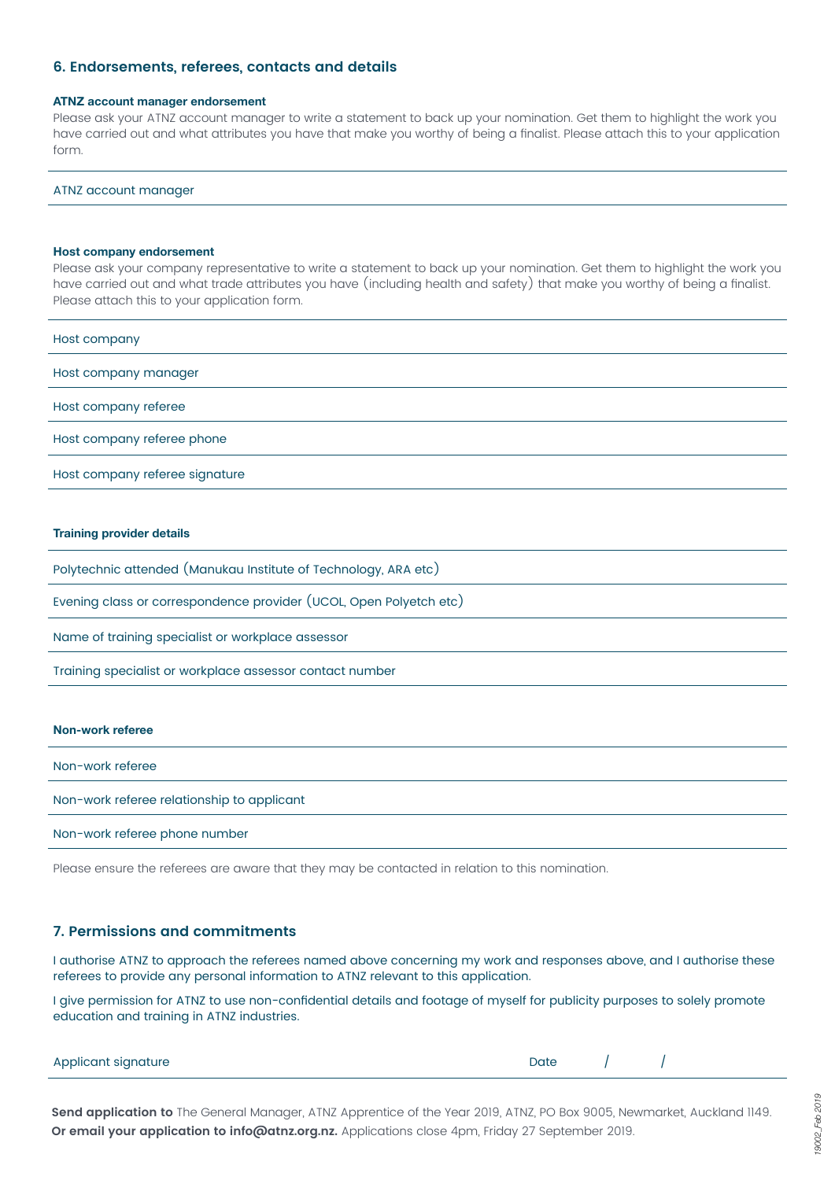## 6. Endorsements, referees, contacts and details

**ATNZ account manager endorsement**

Please ask your ATNZ account manager to write a statement to back up your nomination. Get them to highlight the work you have carried out and what attributes you have that make you worthy of being a finalist. Please attach this to your application form.

ATNZ account manager

**Host company endorsement**

Please ask your company representative to write a statement to back up your nomination. Get them to highlight the work you have carried out and what trade attributes you have (including health and safety) that make you worthy of being a finalist. Please attach this to your application form.

Host company

Host company manager

Host company referee

Host company referee phone

Host company referee signature

**Training provider details**

Polytechnic attended (Manukau Institute of Technology, ARA etc)

Evening class or correspondence provider (UCOL, Open Polyetch etc)

Name of training specialist or workplace assessor

Training specialist or workplace assessor contact number

**Non-work referee**

Non-work referee

Non-work referee relationship to applicant

Non-work referee phone number

Please ensure the referees are aware that they may be contacted in relation to this nomination.

## 7. Permissions and commitments

I authorise ATNZ to approach the referees named above concerning my work and responses above, and I authorise these referees to provide any personal information to ATNZ relevant to this application.

I give permission for ATNZ to use non-confidential details and footage of myself for publicity purposes to solely promote education and training in ATNZ industries.

Applicant signature Date / /

**Send application to** The General Manager, ATNZ Apprentice of the Year 2019, ATNZ, PO Box 9005, Newmarket, Auckland 1149.
**Or email your application to info@atnz.org.nz.** Applications close 4pm, Friday 27 September 2019.

*19002_Feb 2019*